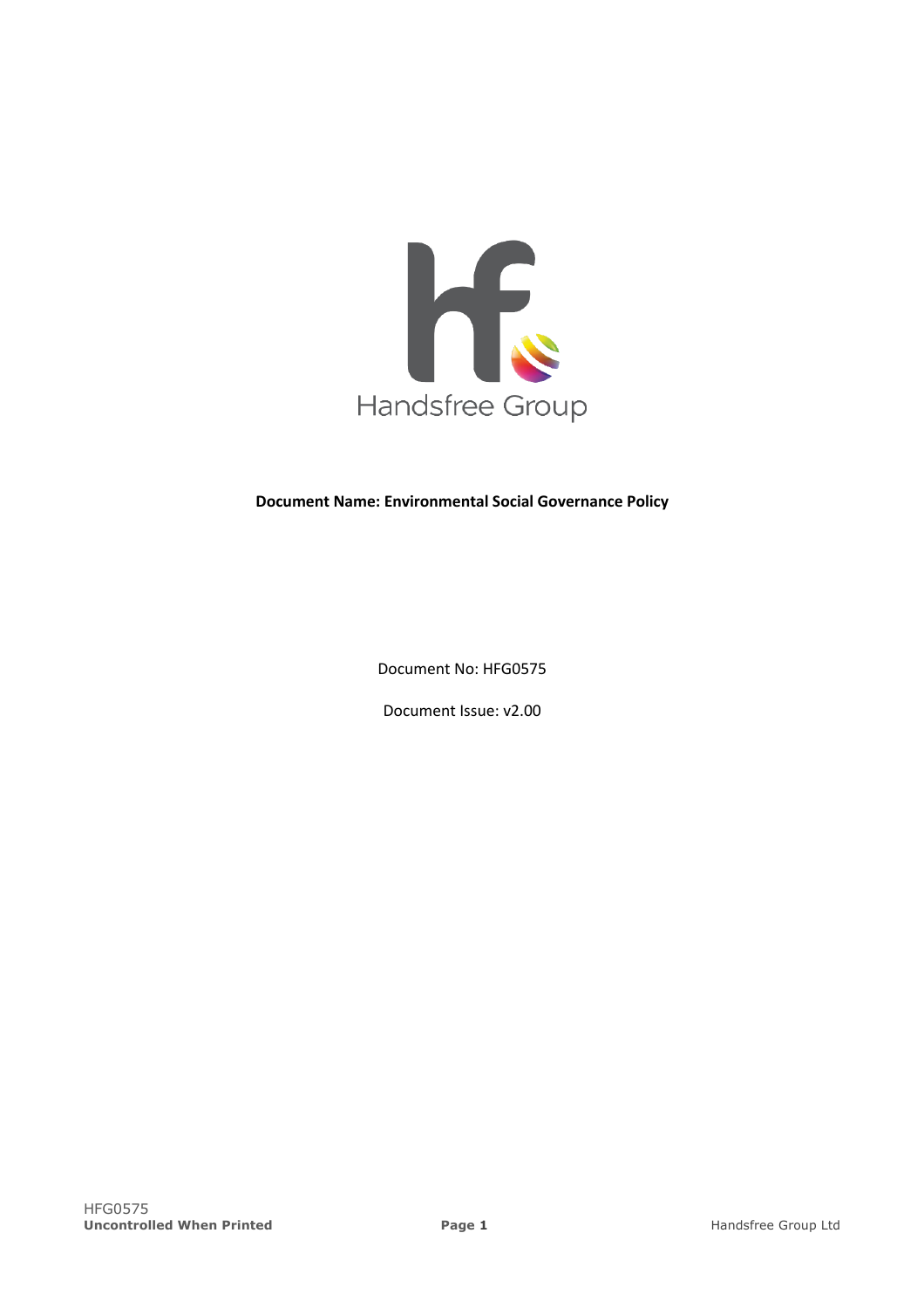Handsfree Group

**Document Name: Environmental Social Governance Policy**

Document No: HFG0575

Document Issue: v2.00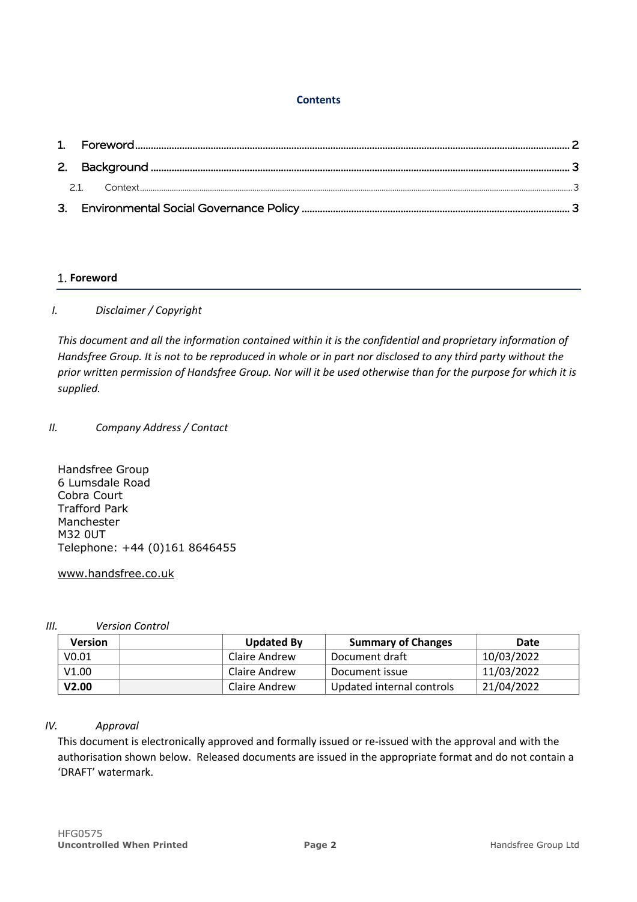**Contents**

1. Foreword ........ 2
2. Background ........ 3
   2.1. Context ........ 3
3. Environmental Social Governance Policy ........ 3

## 1. Foreword

*I. Disclaimer / Copyright*

*This document and all the information contained within it is the confidential and proprietary information of Handsfree Group. It is not to be reproduced in whole or in part nor disclosed to any third party without the prior written permission of Handsfree Group. Nor will it be used otherwise than for the purpose for which it is supplied.*

*II. Company Address / Contact*

Handsfree Group
6 Lumsdale Road
Cobra Court
Trafford Park
Manchester
M32 0UT
Telephone: +44 (0)161 8646455

www.handsfree.co.uk

*III. Version Control*

| Version | | Updated By | Summary of Changes | Date |
|---|---|---|---|---|
| V0.01 | | Claire Andrew | Document draft | 10/03/2022 |
| V1.00 | | Claire Andrew | Document issue | 11/03/2022 |
| **V2.00** | | Claire Andrew | Updated internal controls | 21/04/2022 |

*IV. Approval*

This document is electronically approved and formally issued or re-issued with the approval and with the authorisation shown below. Released documents are issued in the appropriate format and do not contain a 'DRAFT' watermark.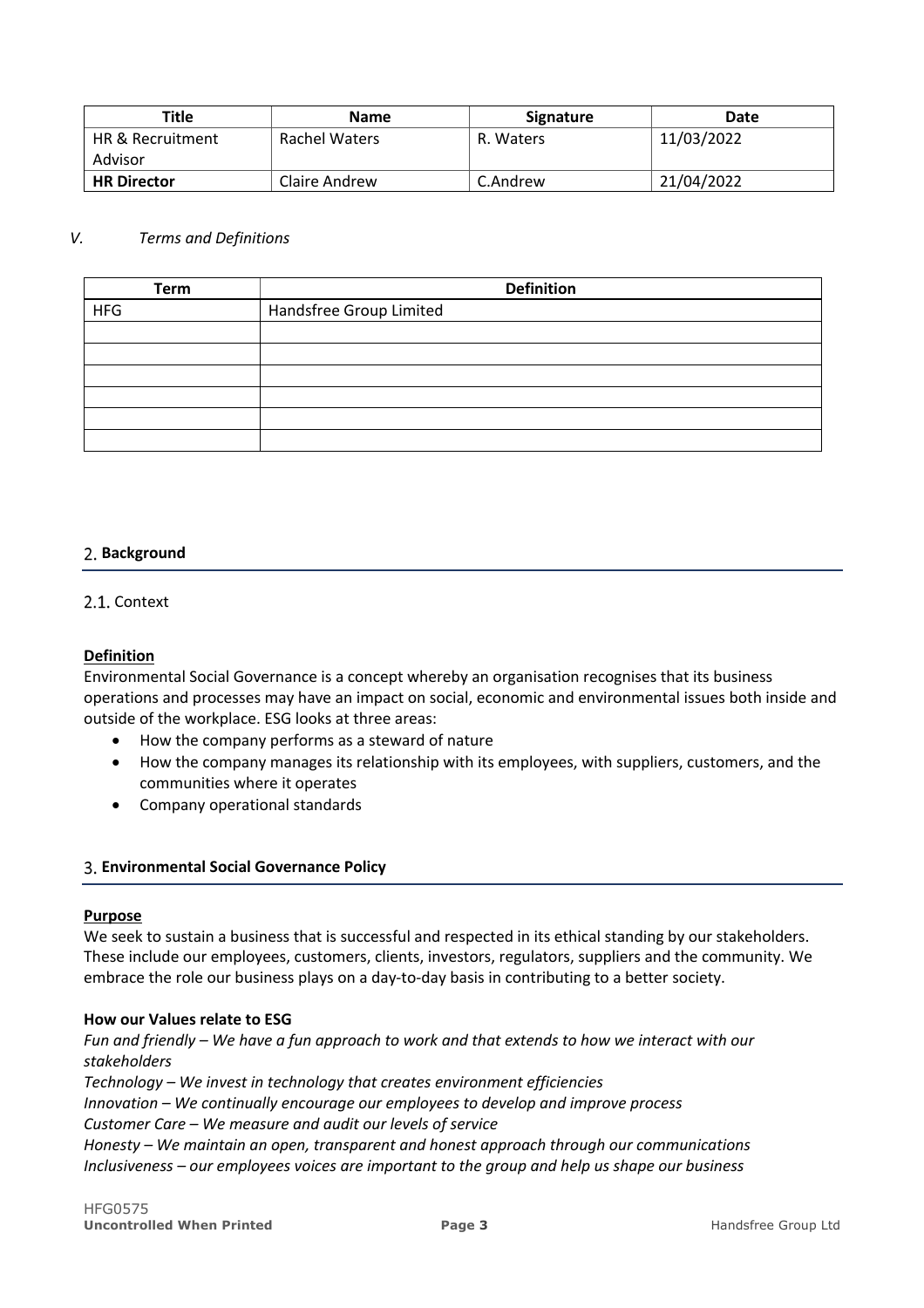| Title | Name | Signature | Date |
|---|---|---|---|
| HR & Recruitment Advisor | Rachel Waters | R. Waters | 11/03/2022 |
| **HR Director** | Claire Andrew | C.Andrew | 21/04/2022 |

*V. Terms and Definitions*

| Term | Definition |
|---|---|
| HFG | Handsfree Group Limited |
| | |
| | |
| | |
| | |
| | |
| | |

## 2. Background

### 2.1. Context

**Definition**

Environmental Social Governance is a concept whereby an organisation recognises that its business operations and processes may have an impact on social, economic and environmental issues both inside and outside of the workplace. ESG looks at three areas:

- How the company performs as a steward of nature
- How the company manages its relationship with its employees, with suppliers, customers, and the communities where it operates
- Company operational standards

## 3. Environmental Social Governance Policy

**Purpose**

We seek to sustain a business that is successful and respected in its ethical standing by our stakeholders. These include our employees, customers, clients, investors, regulators, suppliers and the community. We embrace the role our business plays on a day-to-day basis in contributing to a better society.

**How our Values relate to ESG**

*Fun and friendly – We have a fun approach to work and that extends to how we interact with our stakeholders*
*Technology – We invest in technology that creates environment efficiencies*
*Innovation – We continually encourage our employees to develop and improve process*
*Customer Care – We measure and audit our levels of service*
*Honesty – We maintain an open, transparent and honest approach through our communications*
*Inclusiveness – our employees voices are important to the group and help us shape our business*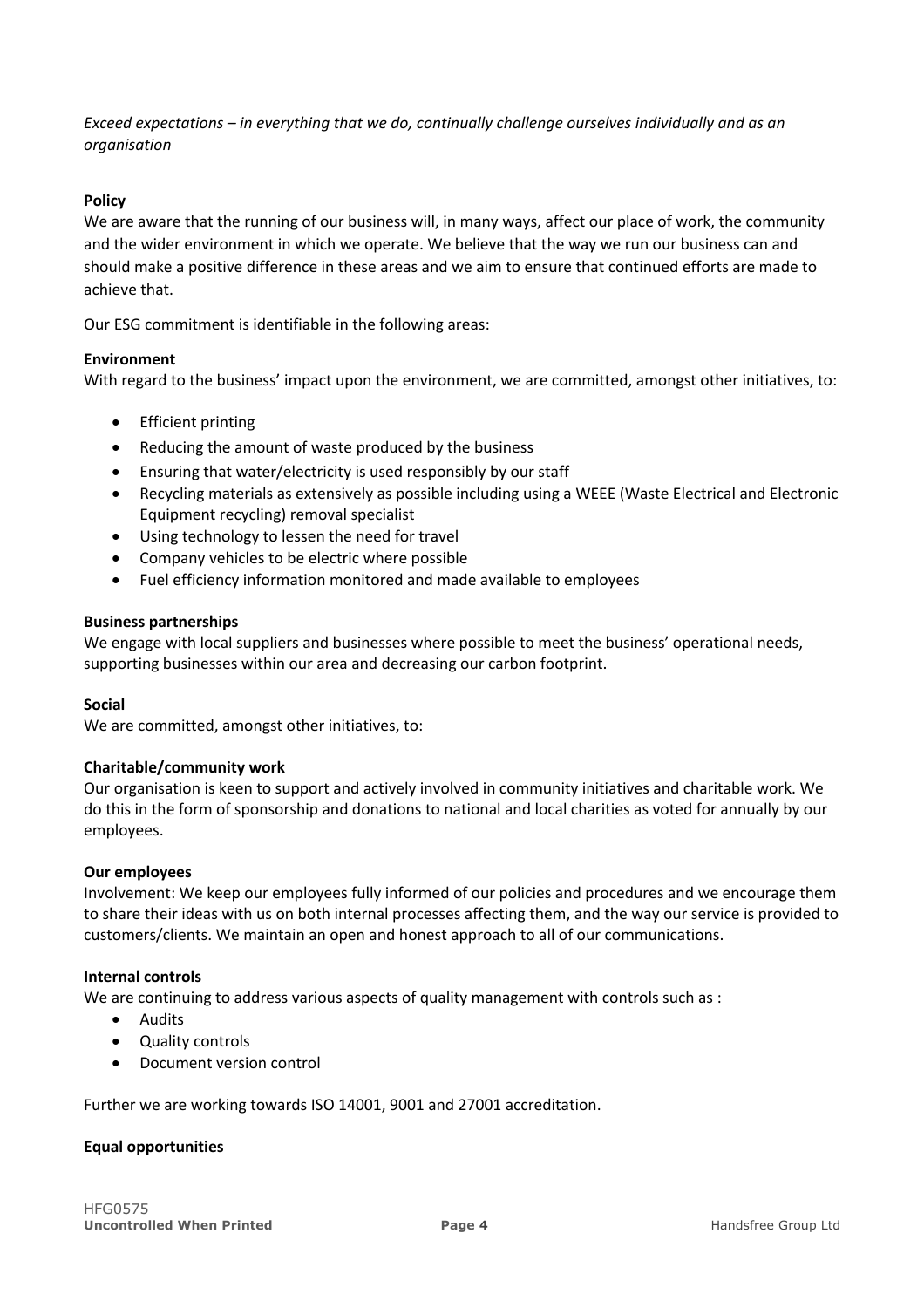*Exceed expectations – in everything that we do, continually challenge ourselves individually and as an organisation*

**Policy**

We are aware that the running of our business will, in many ways, affect our place of work, the community and the wider environment in which we operate. We believe that the way we run our business can and should make a positive difference in these areas and we aim to ensure that continued efforts are made to achieve that.

Our ESG commitment is identifiable in the following areas:

**Environment**

With regard to the business' impact upon the environment, we are committed, amongst other initiatives, to:

- Efficient printing
- Reducing the amount of waste produced by the business
- Ensuring that water/electricity is used responsibly by our staff
- Recycling materials as extensively as possible including using a WEEE (Waste Electrical and Electronic Equipment recycling) removal specialist
- Using technology to lessen the need for travel
- Company vehicles to be electric where possible
- Fuel efficiency information monitored and made available to employees

**Business partnerships**

We engage with local suppliers and businesses where possible to meet the business' operational needs, supporting businesses within our area and decreasing our carbon footprint.

**Social**

We are committed, amongst other initiatives, to:

**Charitable/community work**

Our organisation is keen to support and actively involved in community initiatives and charitable work. We do this in the form of sponsorship and donations to national and local charities as voted for annually by our employees.

**Our employees**

Involvement: We keep our employees fully informed of our policies and procedures and we encourage them to share their ideas with us on both internal processes affecting them, and the way our service is provided to customers/clients. We maintain an open and honest approach to all of our communications.

**Internal controls**

We are continuing to address various aspects of quality management with controls such as :

- Audits
- Quality controls
- Document version control

Further we are working towards ISO 14001, 9001 and 27001 accreditation.

**Equal opportunities**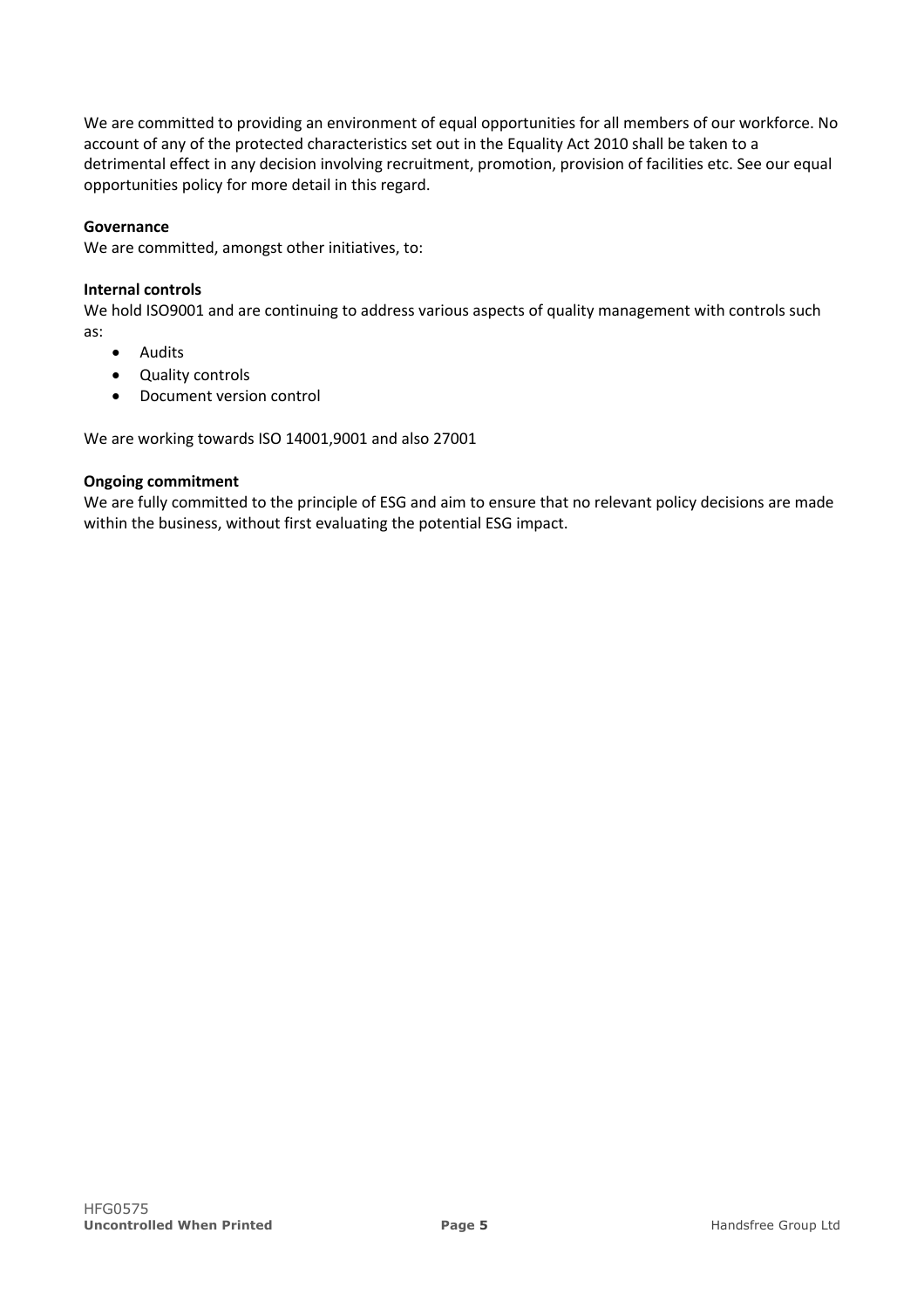We are committed to providing an environment of equal opportunities for all members of our workforce. No account of any of the protected characteristics set out in the Equality Act 2010 shall be taken to a detrimental effect in any decision involving recruitment, promotion, provision of facilities etc. See our equal opportunities policy for more detail in this regard.

**Governance**

We are committed, amongst other initiatives, to:

**Internal controls**

We hold ISO9001 and are continuing to address various aspects of quality management with controls such as:

- Audits
- Quality controls
- Document version control

We are working towards ISO 14001,9001 and also 27001

**Ongoing commitment**

We are fully committed to the principle of ESG and aim to ensure that no relevant policy decisions are made within the business, without first evaluating the potential ESG impact.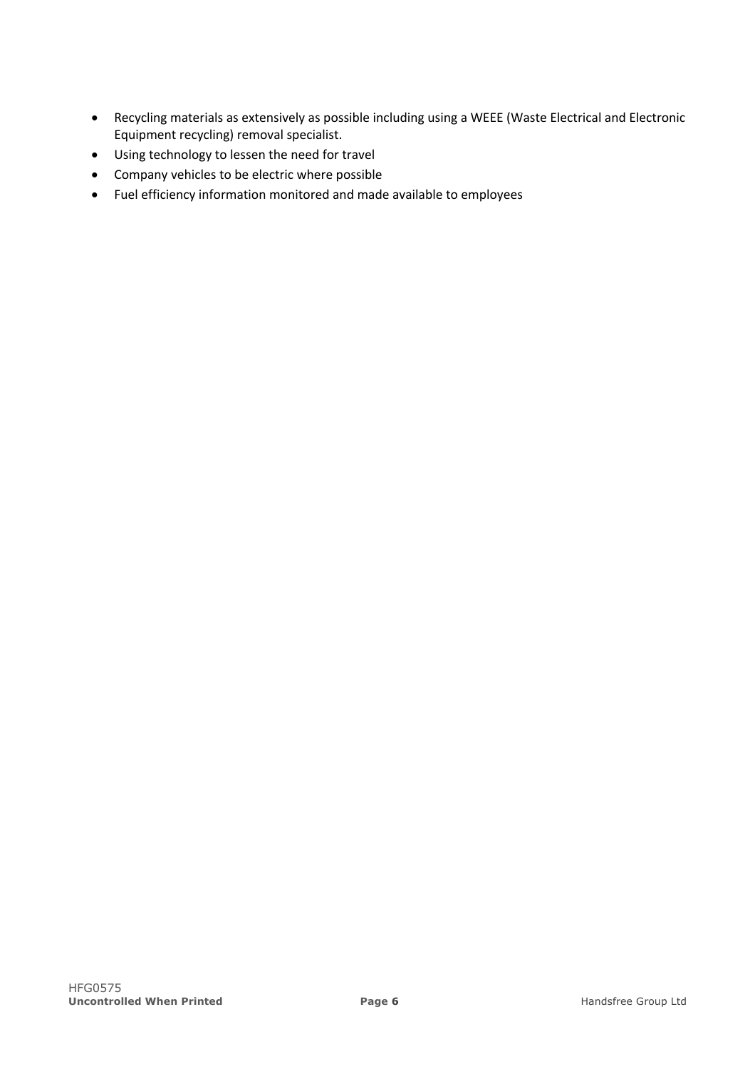- Recycling materials as extensively as possible including using a WEEE (Waste Electrical and Electronic Equipment recycling) removal specialist.
- Using technology to lessen the need for travel
- Company vehicles to be electric where possible
- Fuel efficiency information monitored and made available to employees